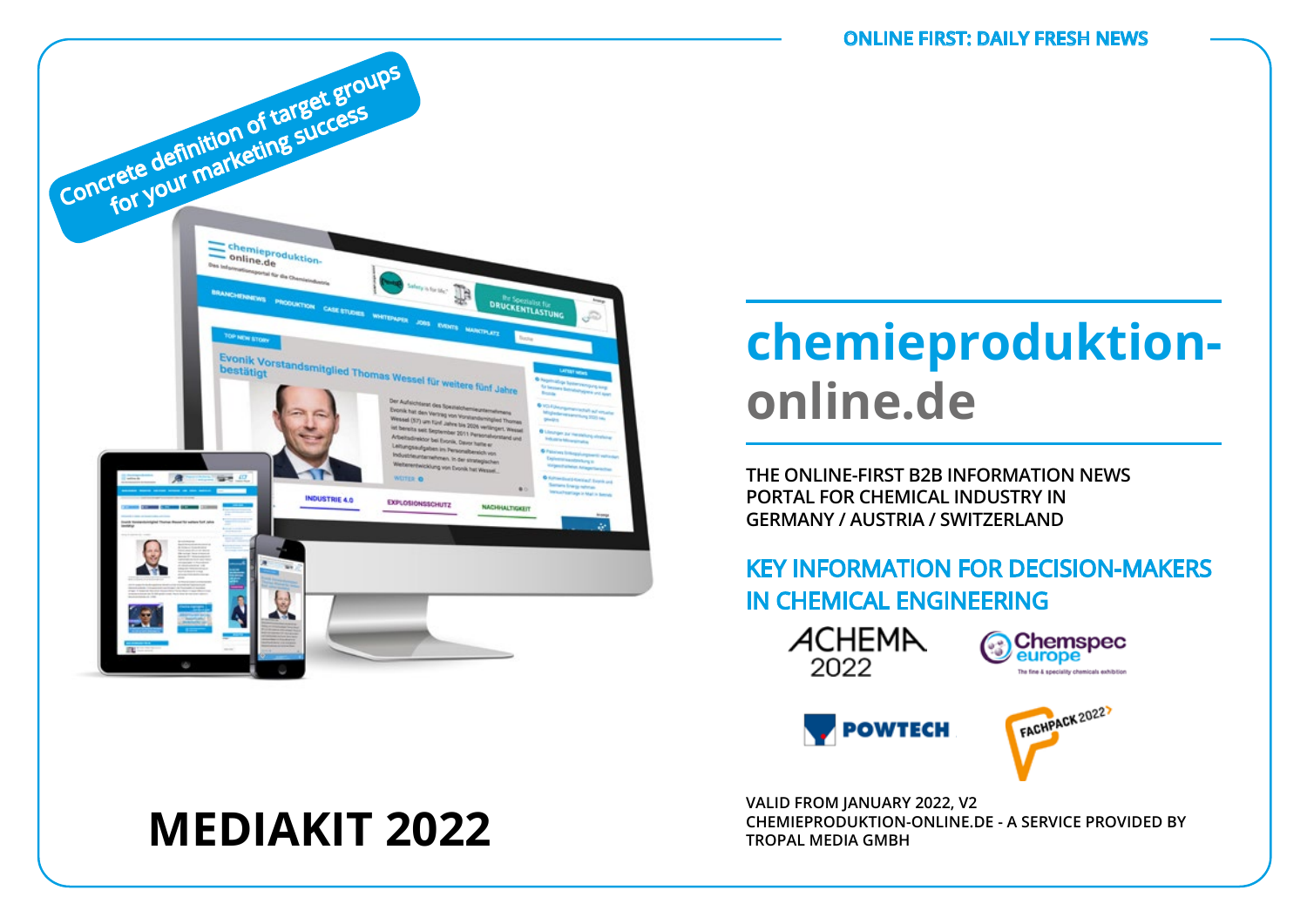ONLINE FIRST: DAILY FRESH NEWS

Concrete definition of target groups for your marketing success

# chemieproduktion-online.de

THE ONLINE-FIRST B2B INFORMATION NEWS PORTAL FOR CHEMICAL INDUSTRY IN GERMANY / AUSTRIA / SWITZERLAND

## KEY INFORMATION FOR DECISION-MAKERS IN CHEMICAL ENGINEERING

ACHEMA 2022

Chemspec europe – The fine & speciality chemicals exhibition

POWTECH

FACHPACK 2022

# MEDIAKIT 2022

VALID FROM JANUARY 2022, V2
CHEMIEPRODUKTION-ONLINE.DE - A SERVICE PROVIDED BY TROPAL MEDIA GMBH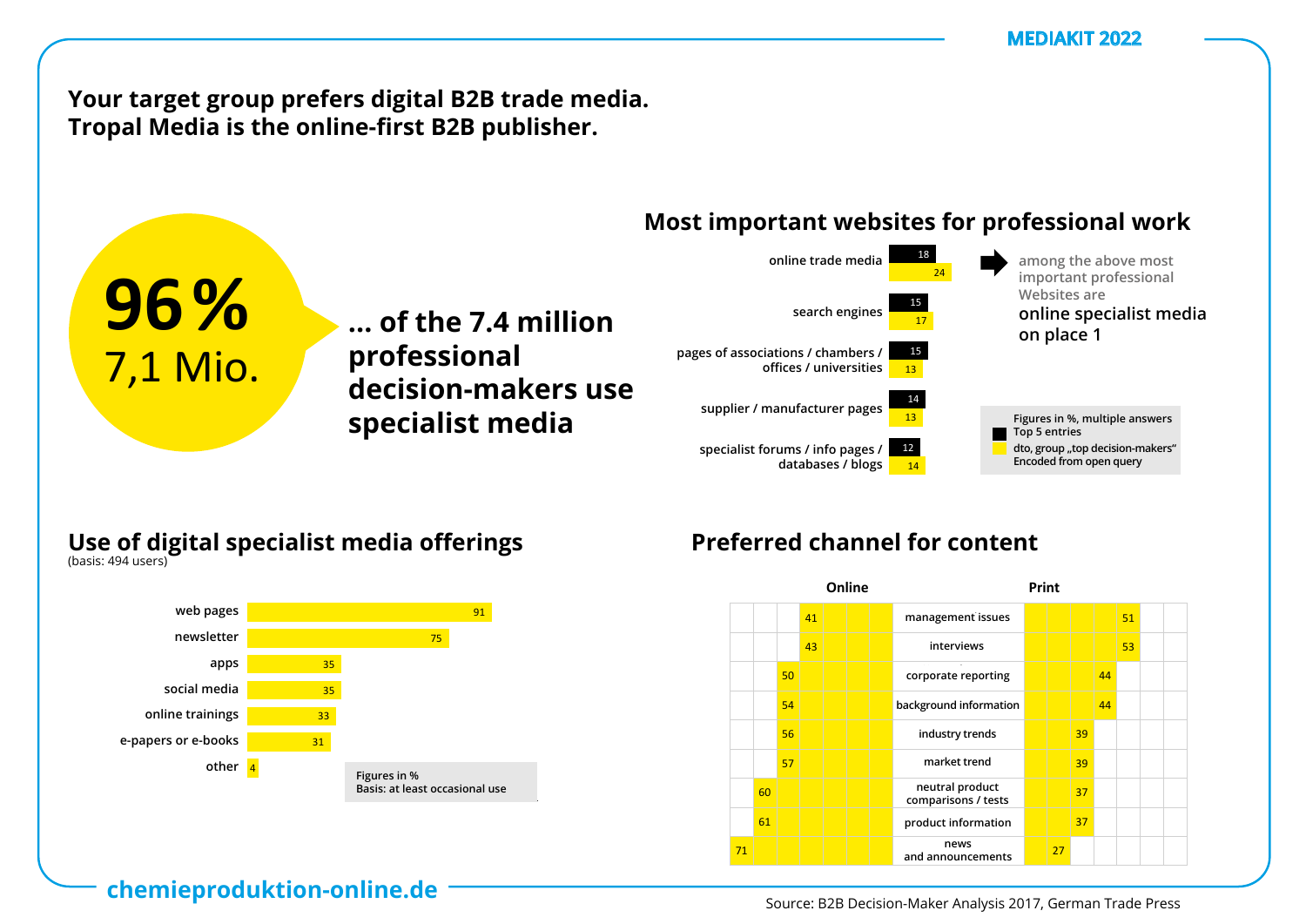MEDIAKIT 2022

# Your target group prefers digital B2B trade media. Tropal Media is the online-first B2B publisher.

**96 %**
7,1 Mio.

**... of the 7.4 million professional decision-makers use specialist media**

## Most important websites for professional work

| | Top 5 entries | dto, group „top decision-makers" |
|---|---|---|
| online trade media | 18 | 24 |
| search engines | 15 | 17 |
| pages of associations / chambers / offices / universities | 15 | 13 |
| supplier / manufacturer pages | 14 | 13 |
| specialist forums / info pages / databases / blogs | 12 | 14 |

among the above most important professional Websites are **online specialist media on place 1**

Figures in %, multiple answers
Top 5 entries
dto, group „top decision-makers"
Encoded from open query

## Use of digital specialist media offerings

(basis: 494 users)

| | % |
|---|---|
| web pages | 91 |
| newsletter | 75 |
| apps | 35 |
| social media | 35 |
| online trainings | 33 |
| e-papers or e-books | 31 |
| other | 4 |

Figures in %
Basis: at least occasional use

## Preferred channel for content

| Online | | Print |
|---|---|---|
| 41 | management issues | 51 |
| 43 | interviews | 53 |
| 50 | corporate reporting | 44 |
| 54 | background information | 44 |
| 56 | industry trends | 39 |
| 57 | market trend | 39 |
| 60 | neutral product comparisons / tests | 37 |
| 61 | product information | 37 |
| 71 | news and announcements | 27 |

chemieproduktion-online.de

Source: B2B Decision-Maker Analysis 2017, German Trade Press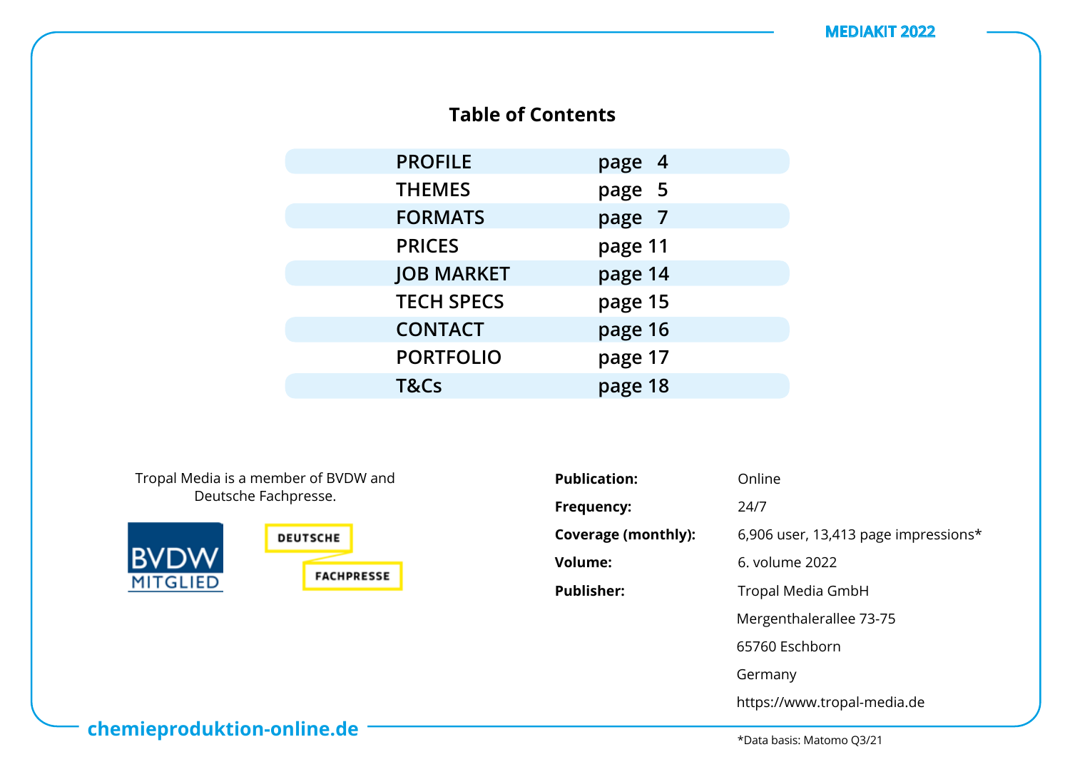# Table of Contents

| | |
|---|---|
| PROFILE | page 4 |
| THEMES | page 5 |
| FORMATS | page 7 |
| PRICES | page 11 |
| JOB MARKET | page 14 |
| TECH SPECS | page 15 |
| CONTACT | page 16 |
| PORTFOLIO | page 17 |
| T&Cs | page 18 |

Tropal Media is a member of BVDW and Deutsche Fachpresse.

BVDW MITGLIED

DEUTSCHE FACHPRESSE

| | |
|---|---|
| **Publication:** | Online |
| **Frequency:** | 24/7 |
| **Coverage (monthly):** | 6,906 user, 13,413 page impressions* |
| **Volume:** | 6. volume 2022 |
| **Publisher:** | Tropal Media GmbH<br>Mergenthalerallee 73-75<br>65760 Eschborn<br>Germany<br>https://www.tropal-media.de |

*Data basis: Matomo Q3/21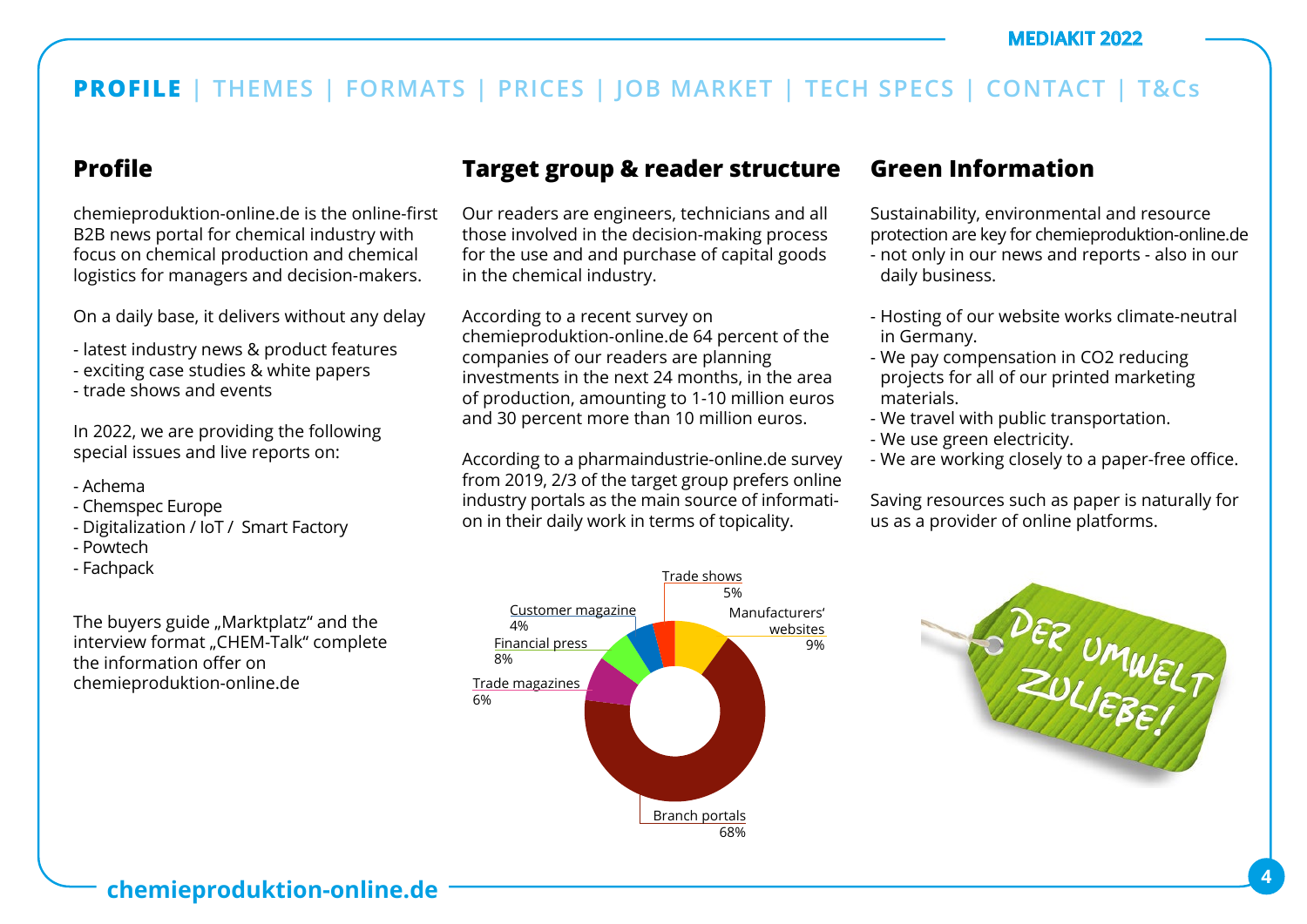**PROFILE** | THEMES | FORMATS | PRICES | JOB MARKET | TECH SPECS | CONTACT | T&Cs

## Profile

chemieproduktion-online.de is the online-first B2B news portal for chemical industry with focus on chemical production and chemical logistics for managers and decision-makers.

On a daily base, it delivers without any delay

- latest industry news & product features
- exciting case studies & white papers
- trade shows and events

In 2022, we are providing the following special issues and live reports on:

- Achema
- Chemspec Europe
- Digitalization / IoT / Smart Factory
- Powtech
- Fachpack

The buyers guide „Marktplatz" and the interview format „CHEM-Talk" complete the information offer on chemieproduktion-online.de

## Target group & reader structure

Our readers are engineers, technicians and all those involved in the decision-making process for the use and and purchase of capital goods in the chemical industry.

According to a recent survey on chemieproduktion-online.de 64 percent of the companies of our readers are planning investments in the next 24 months, in the area of production, amounting to 1-10 million euros and 30 percent more than 10 million euros.

According to a pharmaindustrie-online.de survey from 2019, 2/3 of the target group prefers online industry portals as the main source of information in their daily work in terms of topicality.

| Source | Share |
|---|---|
| Trade shows | 5% |
| Manufacturers' websites | 9% |
| Branch portals | 68% |
| Trade magazines | 6% |
| Financial press | 8% |
| Customer magazine | 4% |

## Green Information

Sustainability, environmental and resource protection are key for chemieproduktion-online.de - not only in our news and reports - also in our daily business.

- Hosting of our website works climate-neutral in Germany.
- We pay compensation in CO2 reducing projects for all of our printed marketing materials.
- We travel with public transportation.
- We use green electricity.
- We are working closely to a paper-free office.

Saving resources such as paper is naturally for us as a provider of online platforms.

DER UMWELT ZULIEBE!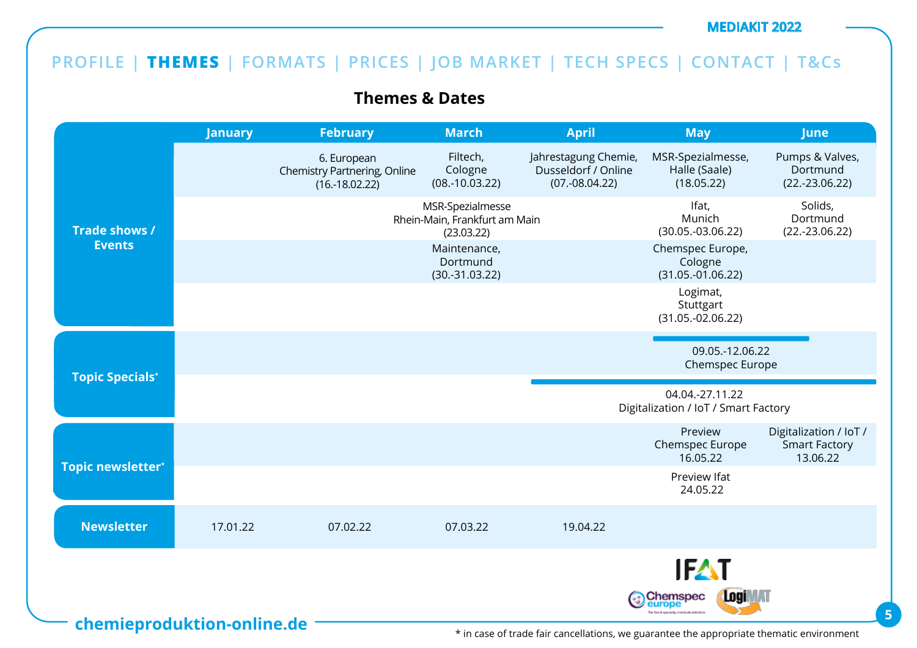PROFILE | **THEMES** | FORMATS | PRICES | JOB MARKET | TECH SPECS | CONTACT | T&Cs

## Themes & Dates

| | January | February | March | April | May | June |
|---|---|---|---|---|---|---|
| **Trade shows / Events** | | 6. European Chemistry Partnering, Online (16.-18.02.22) | Filtech, Cologne (08.-10.03.22) | Jahrestagung Chemie, Dusseldorf / Online (07.-08.04.22) | MSR-Spezialmesse, Halle (Saale) (18.05.22) | Pumps & Valves, Dortmund (22.-23.06.22) |
| | | | MSR-Spezialmesse Rhein-Main, Frankfurt am Main (23.03.22) | | Ifat, Munich (30.05.-03.06.22) | Solids, Dortmund (22.-23.06.22) |
| | | | Maintenance, Dortmund (30.-31.03.22) | | Chemspec Europe, Cologne (31.05.-01.06.22) | |
| | | | | | Logimat, Stuttgart (31.05.-02.06.22) | |
| **Topic Specials*** | | | | | 09.05.-12.06.22 Chemspec Europe | |
| | | | | 04.04.-27.11.22 Digitalization / IoT / Smart Factory | | |
| **Topic newsletter*** | | | | | Preview Chemspec Europe 16.05.22 | Digitalization / IoT / Smart Factory 13.06.22 |
| | | | | | Preview Ifat 24.05.22 | |
| **Newsletter** | 17.01.22 | 07.02.22 | 07.03.22 | 19.04.22 | | |

chemieproduktion-online.de

\* in case of trade fair cancellations, we guarantee the appropriate thematic environment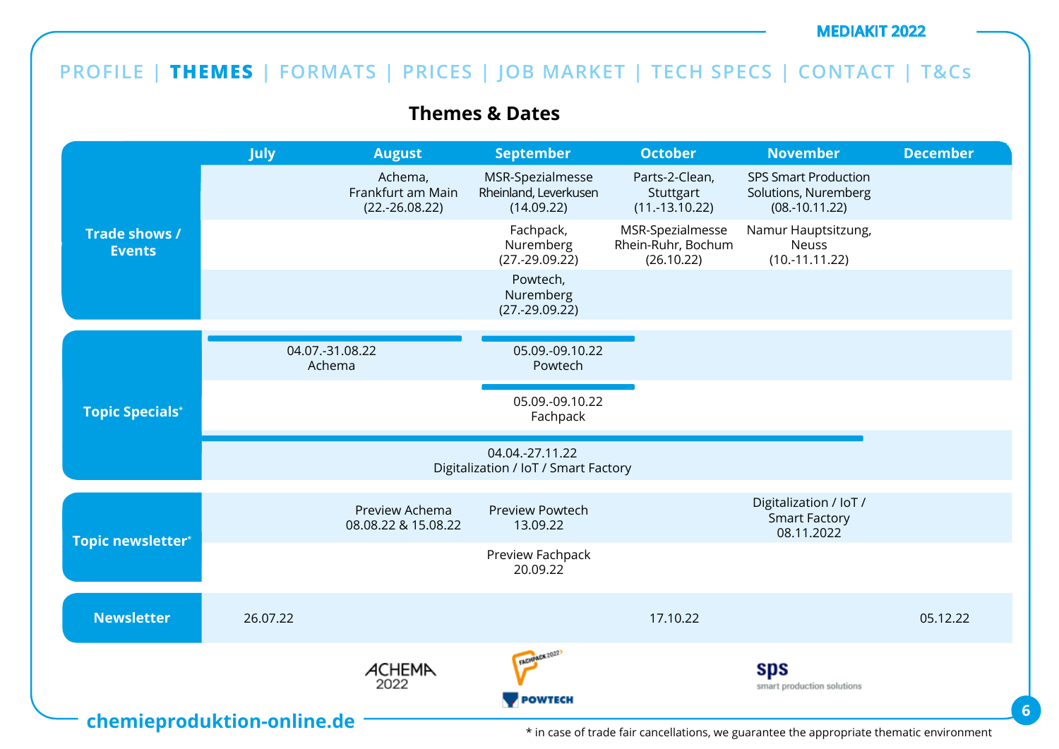PROFILE | **THEMES** | FORMATS | PRICES | JOB MARKET | TECH SPECS | CONTACT | T&Cs

## Themes & Dates

| | July | August | September | October | November | December |
|---|---|---|---|---|---|---|
| **Trade shows / Events** | | Achema, Frankfurt am Main (22.-26.08.22) | MSR-Spezialmesse Rheinland, Leverkusen (14.09.22) | Parts-2-Clean, Stuttgart (11.-13.10.22) | SPS Smart Production Solutions, Nuremberg (08.-10.11.22) | |
| | | | Fachpack, Nuremberg (27.-29.09.22) | MSR-Spezialmesse Rhein-Ruhr, Bochum (26.10.22) | Namur Hauptsitzung, Neuss (10.-11.11.22) | |
| | | | Powtech, Nuremberg (27.-29.09.22) | | | |
| **Topic Specials*** | 04.07.-31.08.22 Achema | | 05.09.-09.10.22 Powtech | | | |
| | | | 05.09.-09.10.22 Fachpack | | | |
| | 04.04.-27.11.22 Digitalization / IoT / Smart Factory | | | | | |
| **Topic newsletter*** | | Preview Achema 08.08.22 & 15.08.22 | Preview Powtech 13.09.22 | | Digitalization / IoT / Smart Factory 08.11.2022 | |
| | | | Preview Fachpack 20.09.22 | | | |
| **Newsletter** | 26.07.22 | | | 17.10.22 | | 05.12.22 |

ACHEMA 2022 | FACHPACK 2022 | POWTECH | sps smart production solutions

chemieproduktion-online.de

\* in case of trade fair cancellations, we guarantee the appropriate thematic environment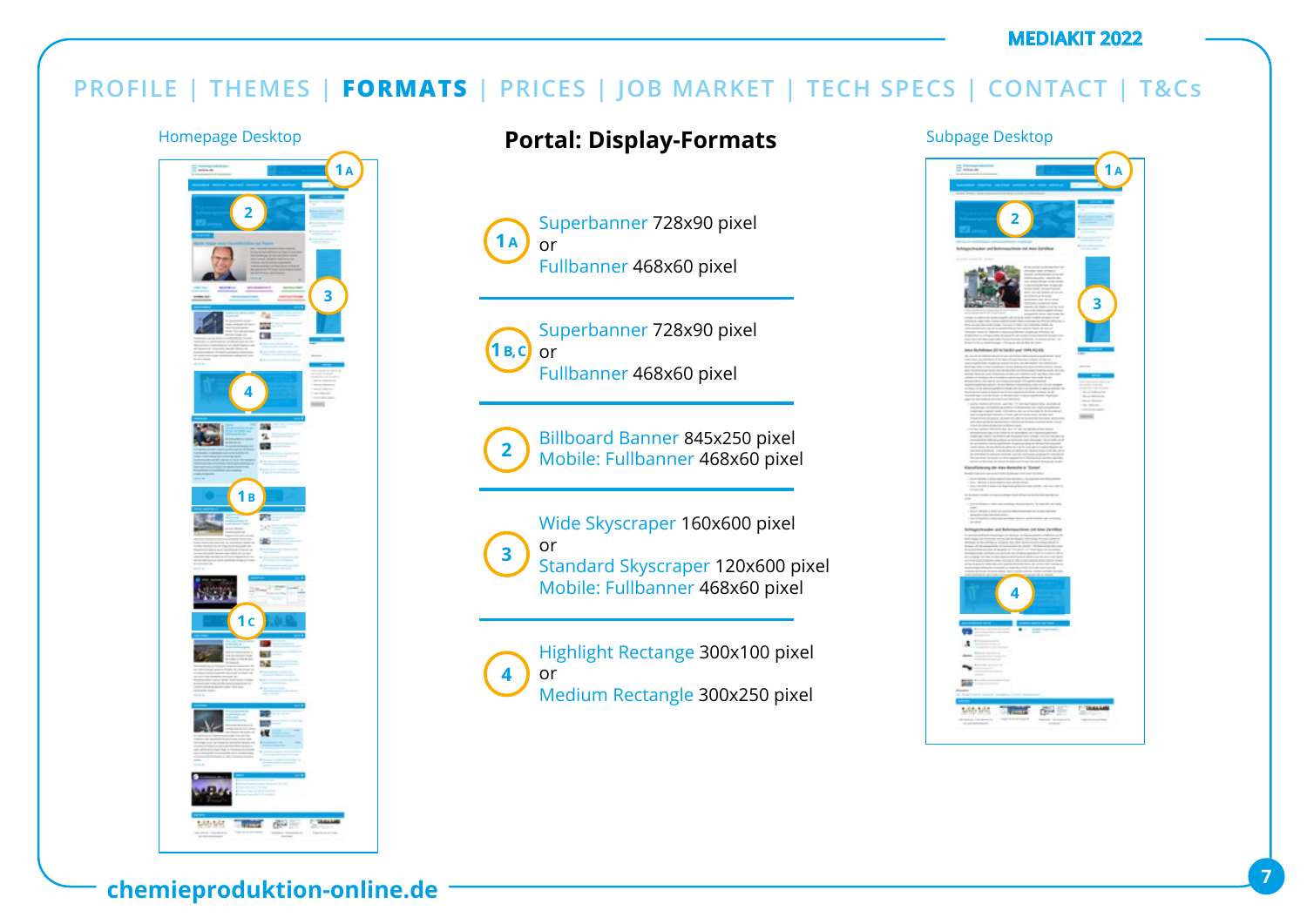PROFILE | THEMES | **FORMATS** | PRICES | JOB MARKET | TECH SPECS | CONTACT | T&Cs

Homepage Desktop

# Portal: Display-Formats

Subpage Desktop

**1 A**
Superbanner 728x90 pixel
or
Fullbanner 468x60 pixel

**1 B, C**
Superbanner 728x90 pixel
or
Fullbanner 468x60 pixel

**2**
Billboard Banner 845x250 pixel
Mobile: Fullbanner 468x60 pixel

**3**
Wide Skyscraper 160x600 pixel
or
Standard Skyscraper 120x600 pixel
Mobile: Fullbanner 468x60 pixel

**4**
Highlight Rectange 300x100 pixel
or
Medium Rectangle 300x250 pixel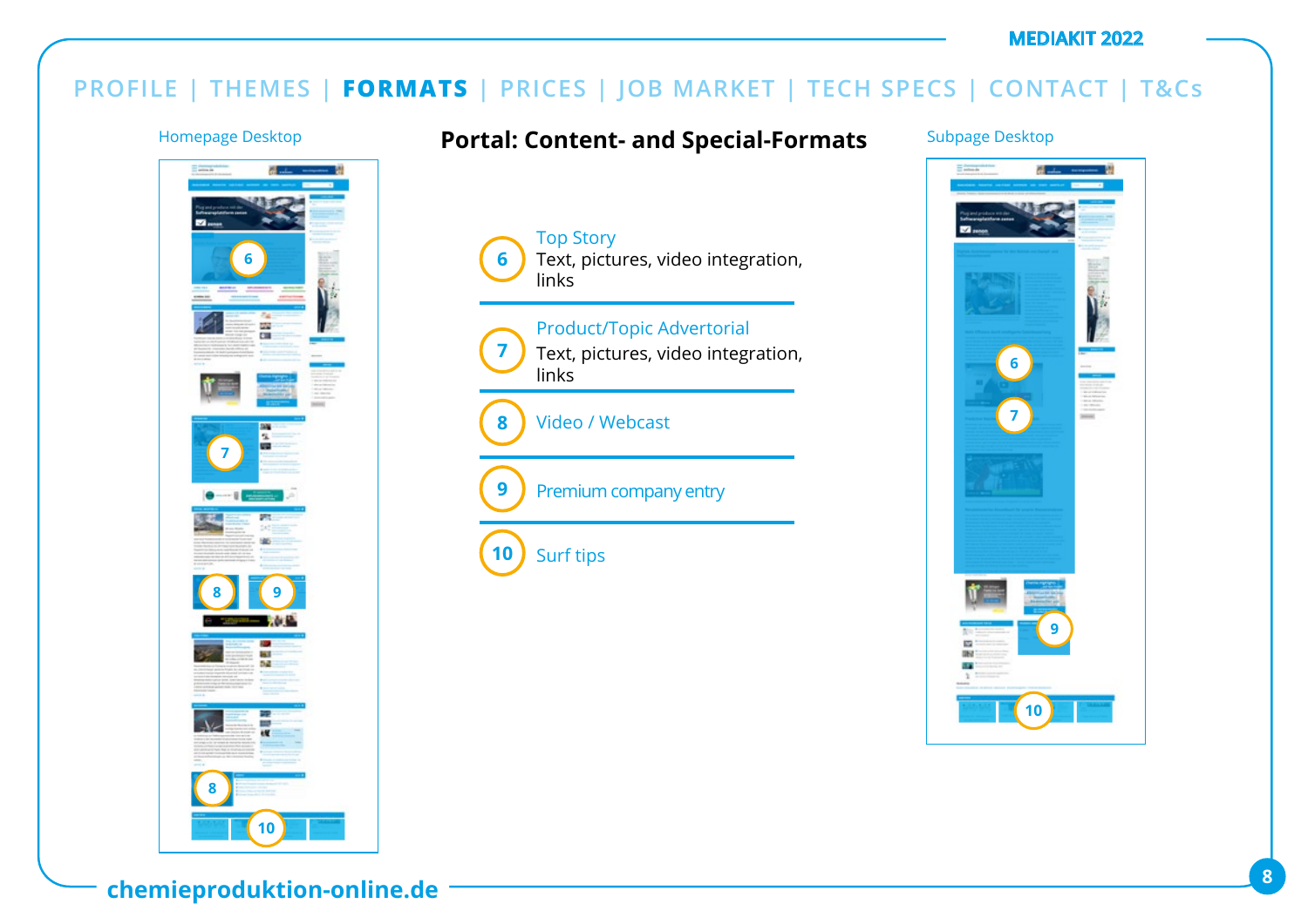PROFILE | THEMES | **FORMATS** | PRICES | JOB MARKET | TECH SPECS | CONTACT | T&Cs

Homepage Desktop

# Portal: Content- and Special-Formats

Subpage Desktop

**6** Top Story
Text, pictures, video integration, links

**7** Product/Topic Advertorial
Text, pictures, video integration, links

**8** Video / Webcast

**9** Premium company entry

**10** Surf tips

chemieproduktion-online.de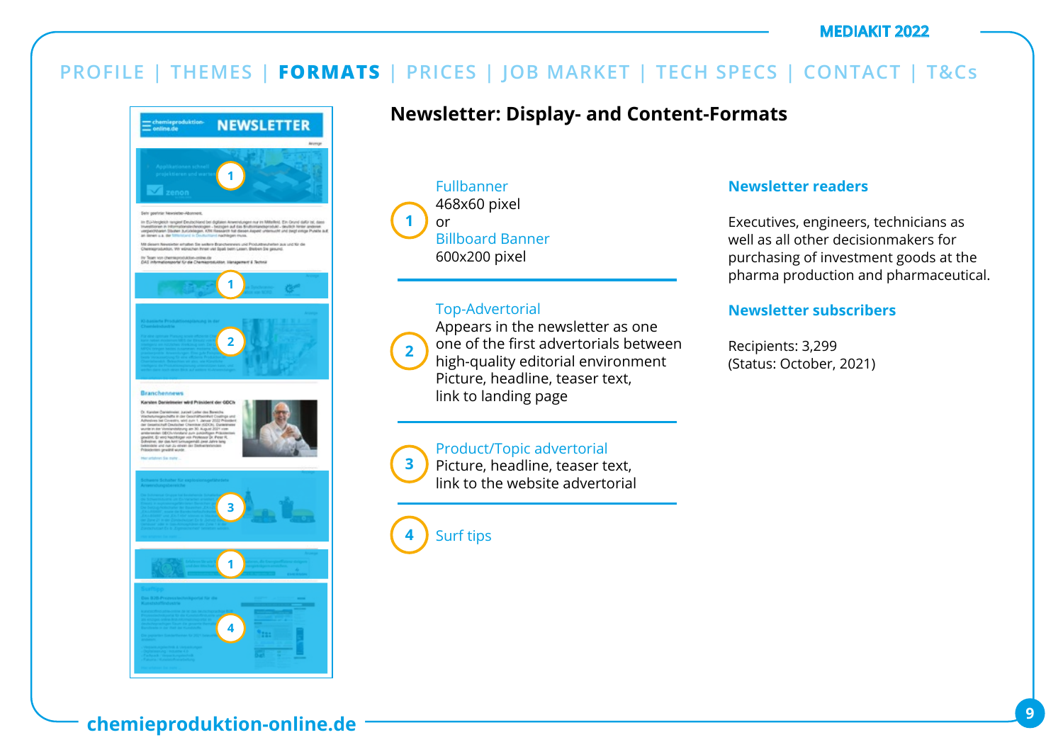PROFILE | THEMES | **FORMATS** | PRICES | JOB MARKET | TECH SPECS | CONTACT | T&Cs

## Newsletter: Display- and Content-Formats

**1** Fullbanner
468x60 pixel
or
Billboard Banner
600x200 pixel

**2** Top-Advertorial
Appears in the newsletter as one one of the first advertorials between high-quality editorial environment
Picture, headline, teaser text, link to landing page

**3** Product/Topic advertorial
Picture, headline, teaser text, link to the website advertorial

**4** Surf tips

### Newsletter readers

Executives, engineers, technicians as well as all other decisionmakers for purchasing of investment goods at the pharma production and pharmaceutical.

### Newsletter subscribers

Recipients: 3,299
(Status: October, 2021)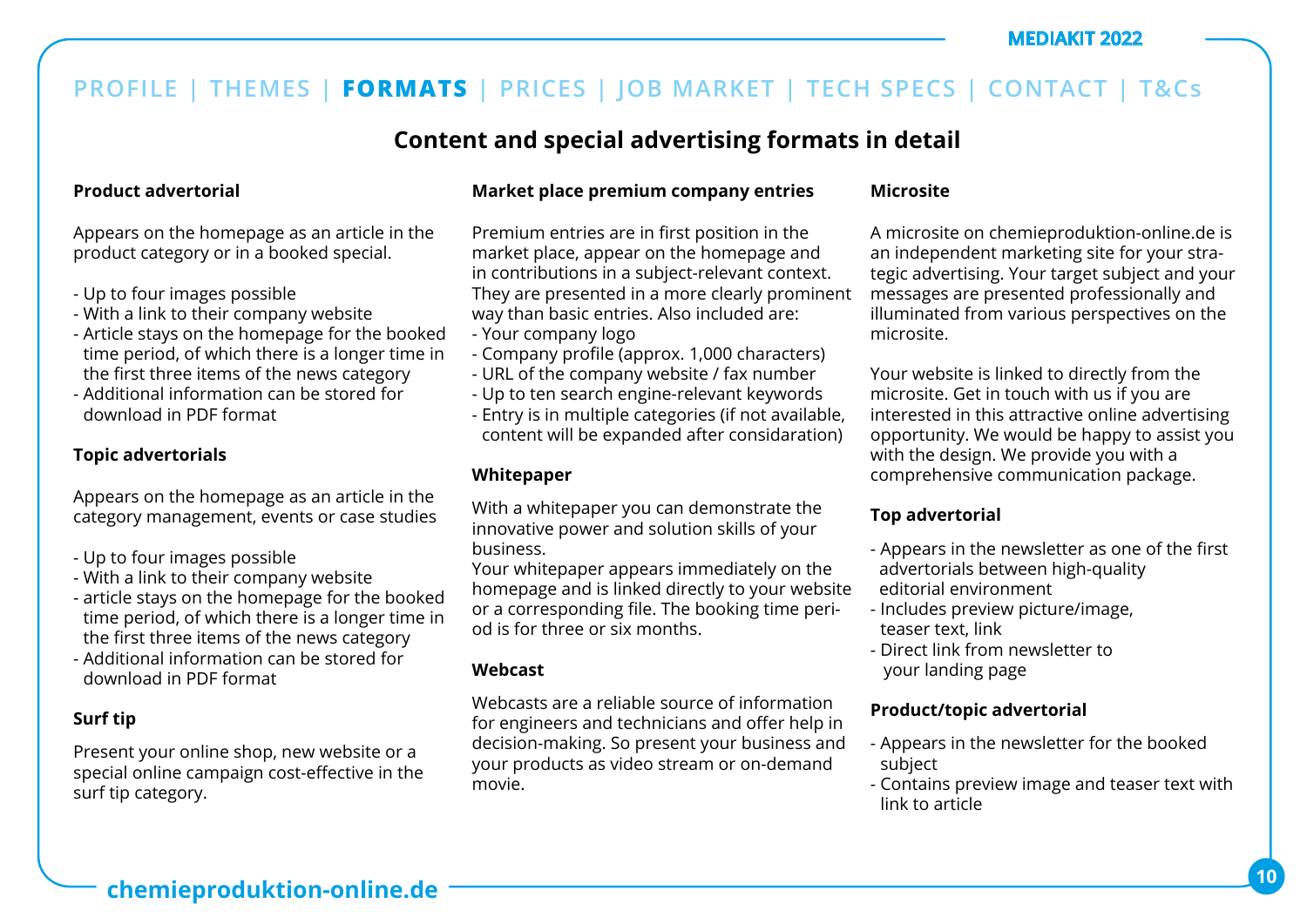PROFILE | THEMES | **FORMATS** | PRICES | JOB MARKET | TECH SPECS | CONTACT | T&Cs

# Content and special advertising formats in detail

### Product advertorial

Appears on the homepage as an article in the product category or in a booked special.

- Up to four images possible
- With a link to their company website
- Article stays on the homepage for the booked time period, of which there is a longer time in the first three items of the news category
- Additional information can be stored for download in PDF format

### Topic advertorials

Appears on the homepage as an article in the category management, events or case studies

- Up to four images possible
- With a link to their company website
- article stays on the homepage for the booked time period, of which there is a longer time in the first three items of the news category
- Additional information can be stored for download in PDF format

### Surf tip

Present your online shop, new website or a special online campaign cost-effective in the surf tip category.

### Market place premium company entries

Premium entries are in first position in the market place, appear on the homepage and in contributions in a subject-relevant context. They are presented in a more clearly prominent way than basic entries. Also included are:

- Your company logo
- Company profile (approx. 1,000 characters)
- URL of the company website / fax number
- Up to ten search engine-relevant keywords
- Entry is in multiple categories (if not available, content will be expanded after considaration)

### Whitepaper

With a whitepaper you can demonstrate the innovative power and solution skills of your business.
Your whitepaper appears immediately on the homepage and is linked directly to your website or a corresponding file. The booking time period is for three or six months.

### Webcast

Webcasts are a reliable source of information for engineers and technicians and offer help in decision-making. So present your business and your products as video stream or on-demand movie.

### Microsite

A microsite on chemieproduktion-online.de is an independent marketing site for your strategic advertising. Your target subject and your messages are presented professionally and illuminated from various perspectives on the microsite.

Your website is linked to directly from the microsite. Get in touch with us if you are interested in this attractive online advertising opportunity. We would be happy to assist you with the design. We provide you with a comprehensive communication package.

### Top advertorial

- Appears in the newsletter as one of the first advertorials between high-quality editorial environment
- Includes preview picture/image, teaser text, link
- Direct link from newsletter to your landing page

### Product/topic advertorial

- Appears in the newsletter for the booked subject
- Contains preview image and teaser text with link to article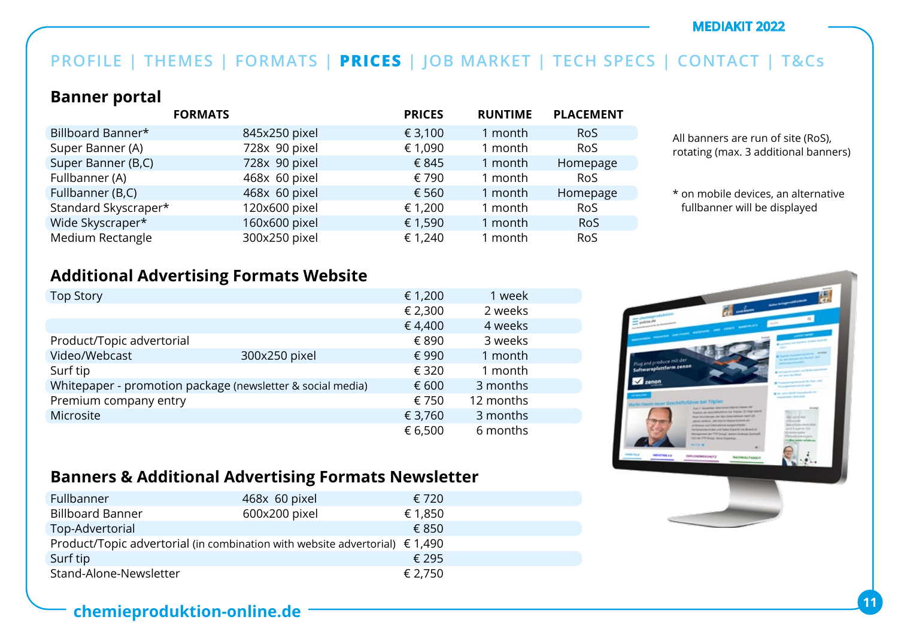PROFILE | THEMES | FORMATS | **PRICES** | JOB MARKET | TECH SPECS | CONTACT | T&Cs

## Banner portal

| FORMATS | | PRICES | RUNTIME | PLACEMENT |
|---|---|---|---|---|
| Billboard Banner* | 845x250 pixel | € 3,100 | 1 month | RoS |
| Super Banner (A) | 728x 90 pixel | € 1,090 | 1 month | RoS |
| Super Banner (B,C) | 728x 90 pixel | € 845 | 1 month | Homepage |
| Fullbanner (A) | 468x 60 pixel | € 790 | 1 month | RoS |
| Fullbanner (B,C) | 468x 60 pixel | € 560 | 1 month | Homepage |
| Standard Skyscraper* | 120x600 pixel | € 1,200 | 1 month | RoS |
| Wide Skyscraper* | 160x600 pixel | € 1,590 | 1 month | RoS |
| Medium Rectangle | 300x250 pixel | € 1,240 | 1 month | RoS |

All banners are run of site (RoS), rotating (max. 3 additional banners)

* on mobile devices, an alternative fullbanner will be displayed

## Additional Advertising Formats Website

| | | | |
|---|---|---|---|
| Top Story | | € 1,200 | 1 week |
| | | € 2,300 | 2 weeks |
| | | € 4,400 | 4 weeks |
| Product/Topic advertorial | | € 890 | 3 weeks |
| Video/Webcast | 300x250 pixel | € 990 | 1 month |
| Surf tip | | € 320 | 1 month |
| Whitepaper - promotion package (newsletter & social media) | | € 600 | 3 months |
| Premium company entry | | € 750 | 12 months |
| Microsite | | € 3,760 | 3 months |
| | | € 6,500 | 6 months |

## Banners & Additional Advertising Formats Newsletter

| | | |
|---|---|---|
| Fullbanner | 468x 60 pixel | € 720 |
| Billboard Banner | 600x200 pixel | € 1,850 |
| Top-Advertorial | | € 850 |
| Product/Topic advertorial (in combination with website advertorial) | | € 1,490 |
| Surf tip | | € 295 |
| Stand-Alone-Newsletter | | € 2,750 |

chemieproduktion-online.de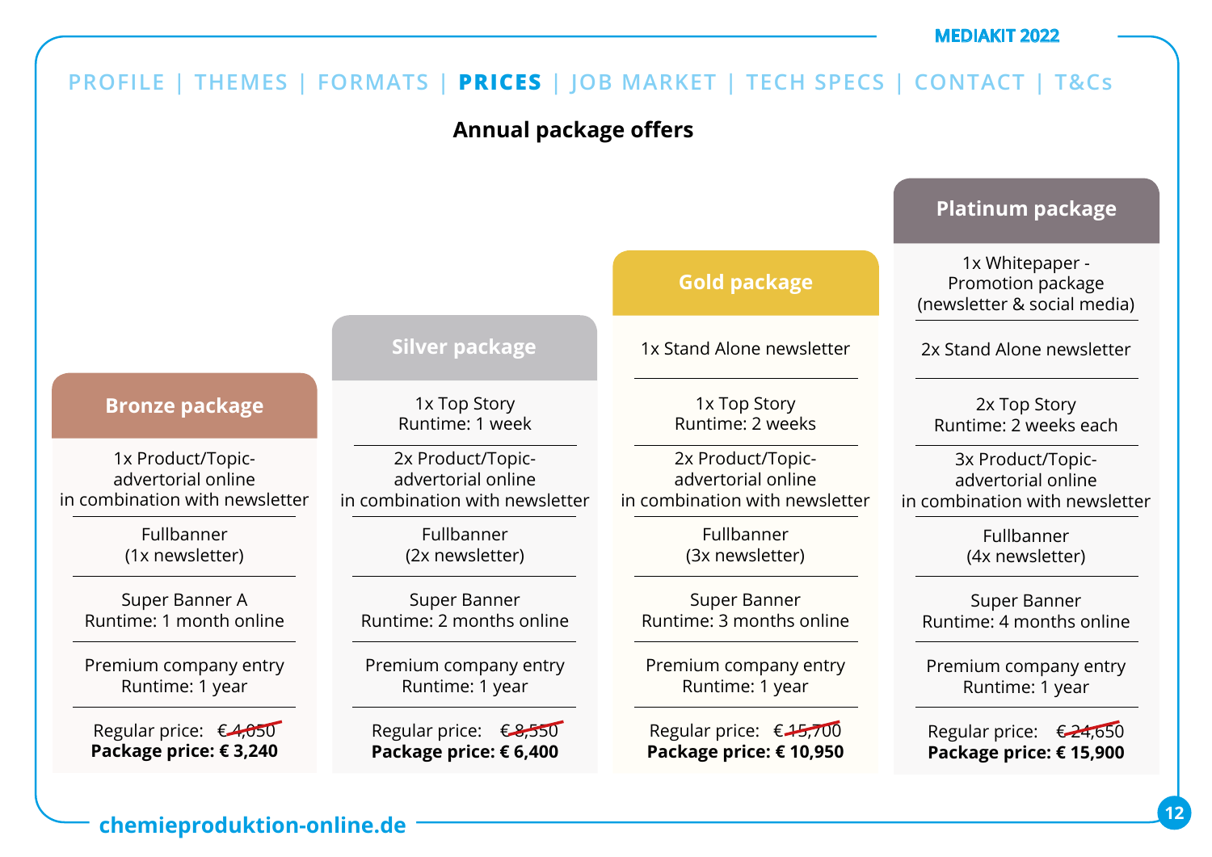PROFILE | THEMES | FORMATS | **PRICES** | JOB MARKET | TECH SPECS | CONTACT | T&Cs

## Annual package offers

| Bronze package | Silver package | Gold package | Platinum package |
|---|---|---|---|
| | | | 1x Whitepaper - Promotion package (newsletter & social media) |
| | | 1x Stand Alone newsletter | 2x Stand Alone newsletter |
| | 1x Top Story Runtime: 1 week | 1x Top Story Runtime: 2 weeks | 2x Top Story Runtime: 2 weeks each |
| 1x Product/Topic-advertorial online in combination with newsletter | 2x Product/Topic-advertorial online in combination with newsletter | 2x Product/Topic-advertorial online in combination with newsletter | 3x Product/Topic-advertorial online in combination with newsletter |
| Fullbanner (1x newsletter) | Fullbanner (2x newsletter) | Fullbanner (3x newsletter) | Fullbanner (4x newsletter) |
| Super Banner A Runtime: 1 month online | Super Banner Runtime: 2 months online | Super Banner Runtime: 3 months online | Super Banner Runtime: 4 months online |
| Premium company entry Runtime: 1 year | Premium company entry Runtime: 1 year | Premium company entry Runtime: 1 year | Premium company entry Runtime: 1 year |
| Regular price: ~~€ 4,050~~ | Regular price: ~~€ 8,550~~ | Regular price: ~~€ 15,700~~ | Regular price: ~~€ 24,650~~ |
| **Package price: € 3,240** | **Package price: € 6,400** | **Package price: € 10,950** | **Package price: € 15,900** |

chemieproduktion-online.de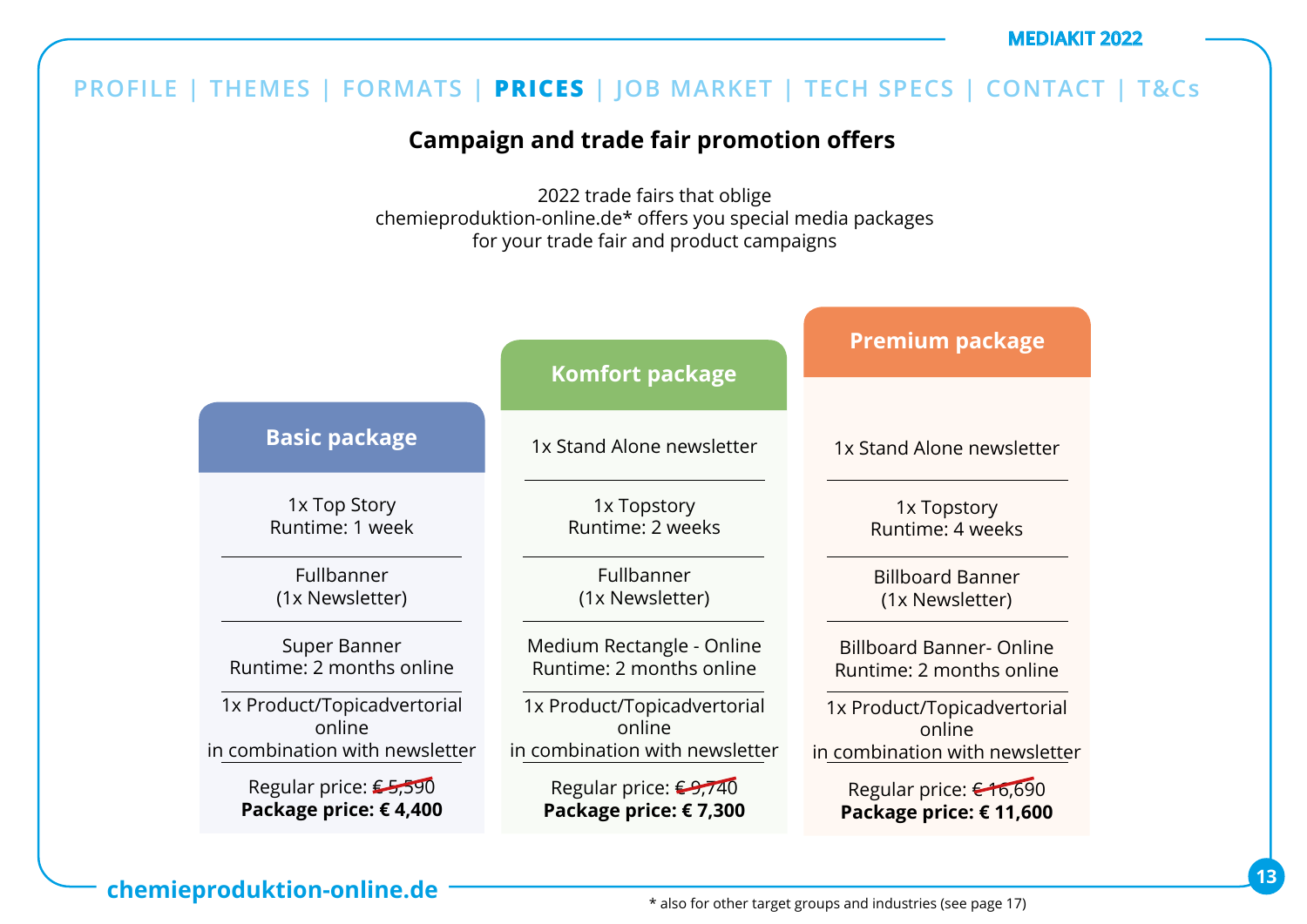PROFILE | THEMES | FORMATS | **PRICES** | JOB MARKET | TECH SPECS | CONTACT | T&Cs

## Campaign and trade fair promotion offers

2022 trade fairs that oblige
chemieproduktion-online.de* offers you special media packages
for your trade fair and product campaigns

| Basic package | Komfort package | Premium package |
|---|---|---|
| | 1x Stand Alone newsletter | 1x Stand Alone newsletter |
| 1x Top Story<br>Runtime: 1 week | 1x Topstory<br>Runtime: 2 weeks | 1x Topstory<br>Runtime: 4 weeks |
| Fullbanner<br>(1x Newsletter) | Fullbanner<br>(1x Newsletter) | Billboard Banner<br>(1x Newsletter) |
| Super Banner<br>Runtime: 2 months online | Medium Rectangle - Online<br>Runtime: 2 months online | Billboard Banner- Online<br>Runtime: 2 months online |
| 1x Product/Topicadvertorial online<br>in combination with newsletter | 1x Product/Topicadvertorial online<br>in combination with newsletter | 1x Product/Topicadvertorial online<br>in combination with newsletter |
| Regular price: ~~€ 5,590~~<br>**Package price: € 4,400** | Regular price: ~~€ 9,740~~<br>**Package price: € 7,300** | Regular price: ~~€ 16,690~~<br>**Package price: € 11,600** |

\* also for other target groups and industries (see page 17)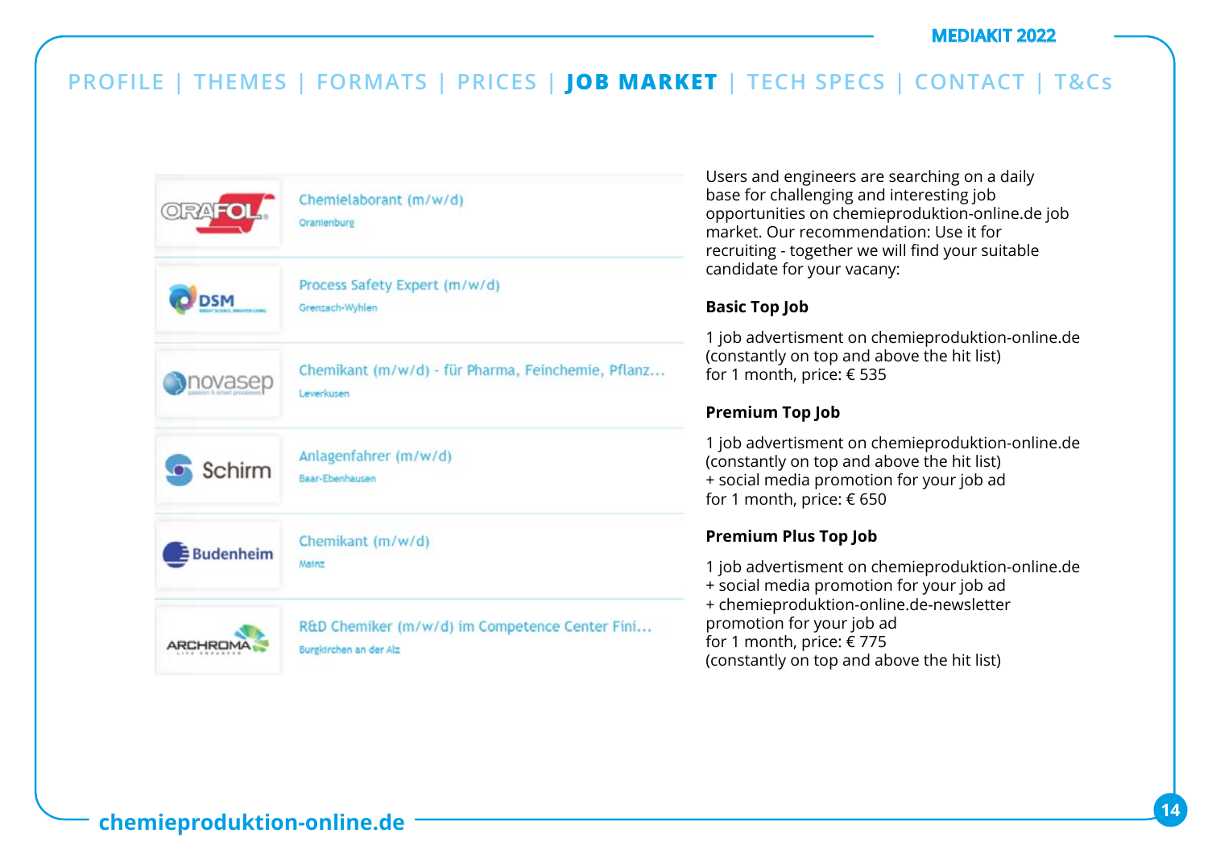PROFILE | THEMES | FORMATS | PRICES | **JOB MARKET** | TECH SPECS | CONTACT | T&Cs

| | |
|---|---|
| ORAFOL | Chemielaborant (m/w/d)<br>Oranienburg |
| DSM | Process Safety Expert (m/w/d)<br>Grenzach-Wyhlen |
| novasep | Chemikant (m/w/d) - für Pharma, Feinchemie, Pflanz...<br>Leverkusen |
| Schirm | Anlagenfahrer (m/w/d)<br>Baar-Ebenhausen |
| Budenheim | Chemikant (m/w/d)<br>Mainz |
| ARCHROMA | R&D Chemiker (m/w/d) im Competence Center Fini...<br>Burgkirchen an der Alz |

Users and engineers are searching on a daily base for challenging and interesting job opportunities on chemieproduktion-online.de job market. Our recommendation: Use it for recruiting - together we will find your suitable candidate for your vacany:

**Basic Top Job**

1 job advertisment on chemieproduktion-online.de
(constantly on top and above the hit list)
for 1 month, price: € 535

**Premium Top Job**

1 job advertisment on chemieproduktion-online.de
(constantly on top and above the hit list)
+ social media promotion for your job ad
for 1 month, price: € 650

**Premium Plus Top Job**

1 job advertisment on chemieproduktion-online.de
+ social media promotion for your job ad
+ chemieproduktion-online.de-newsletter promotion for your job ad
for 1 month, price: € 775
(constantly on top and above the hit list)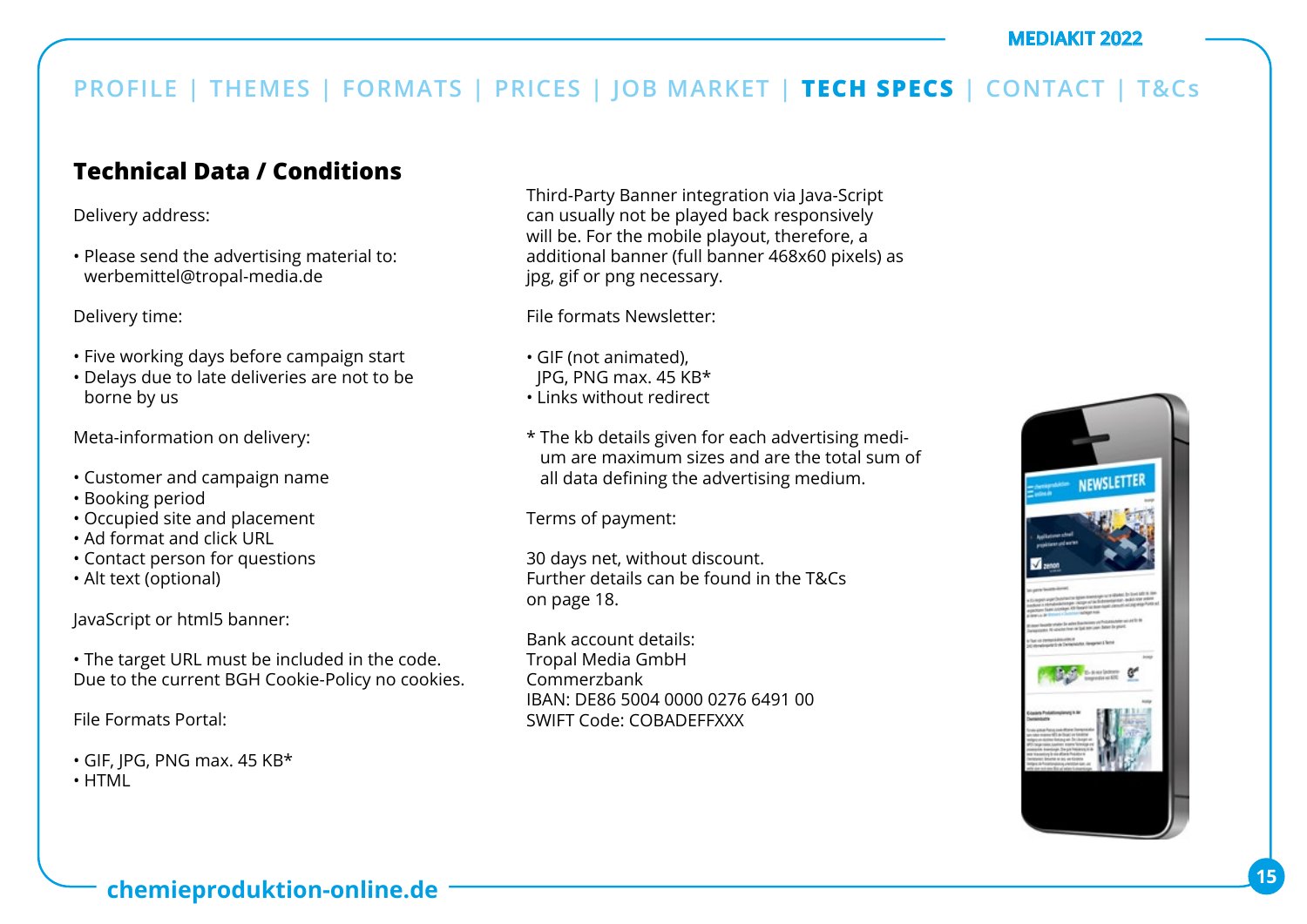## Technical Data / Conditions

Delivery address:

- Please send the advertising material to: werbemittel@tropal-media.de

Delivery time:

- Five working days before campaign start
- Delays due to late deliveries are not to be borne by us

Meta-information on delivery:

- Customer and campaign name
- Booking period
- Occupied site and placement
- Ad format and click URL
- Contact person for questions
- Alt text (optional)

JavaScript or html5 banner:

- The target URL must be included in the code.

Due to the current BGH Cookie-Policy no cookies.

File Formats Portal:

- GIF, JPG, PNG max. 45 KB*
- HTML

Third-Party Banner integration via Java-Script can usually not be played back responsively will be. For the mobile playout, therefore, a additional banner (full banner 468x60 pixels) as jpg, gif or png necessary.

File formats Newsletter:

- GIF (not animated), JPG, PNG max. 45 KB*
- Links without redirect

* The kb details given for each advertising medium are maximum sizes and are the total sum of all data defining the advertising medium.

Terms of payment:

30 days net, without discount.
Further details can be found in the T&Cs on page 18.

Bank account details:
Tropal Media GmbH
Commerzbank
IBAN: DE86 5004 0000 0276 6491 00
SWIFT Code: COBADEFFXXX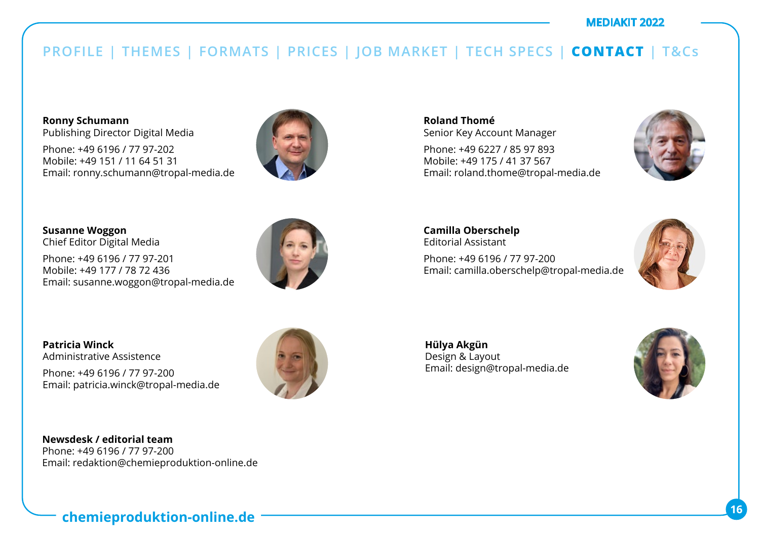**Ronny Schumann**
Publishing Director Digital Media

Phone: +49 6196 / 77 97-202
Mobile: +49 151 / 11 64 51 31
Email: ronny.schumann@tropal-media.de

**Roland Thomé**
Senior Key Account Manager

Phone: +49 6227 / 85 97 893
Mobile: +49 175 / 41 37 567
Email: roland.thome@tropal-media.de

**Susanne Woggon**
Chief Editor Digital Media

Phone: +49 6196 / 77 97-201
Mobile: +49 177 / 78 72 436
Email: susanne.woggon@tropal-media.de

**Camilla Oberschelp**
Editorial Assistant

Phone: +49 6196 / 77 97-200
Email: camilla.oberschelp@tropal-media.de

**Patricia Winck**
Administrative Assistence

Phone: +49 6196 / 77 97-200
Email: patricia.winck@tropal-media.de

**Hülya Akgün**
Design & Layout
Email: design@tropal-media.de

**Newsdesk / editorial team**
Phone: +49 6196 / 77 97-200
Email: redaktion@chemieproduktion-online.de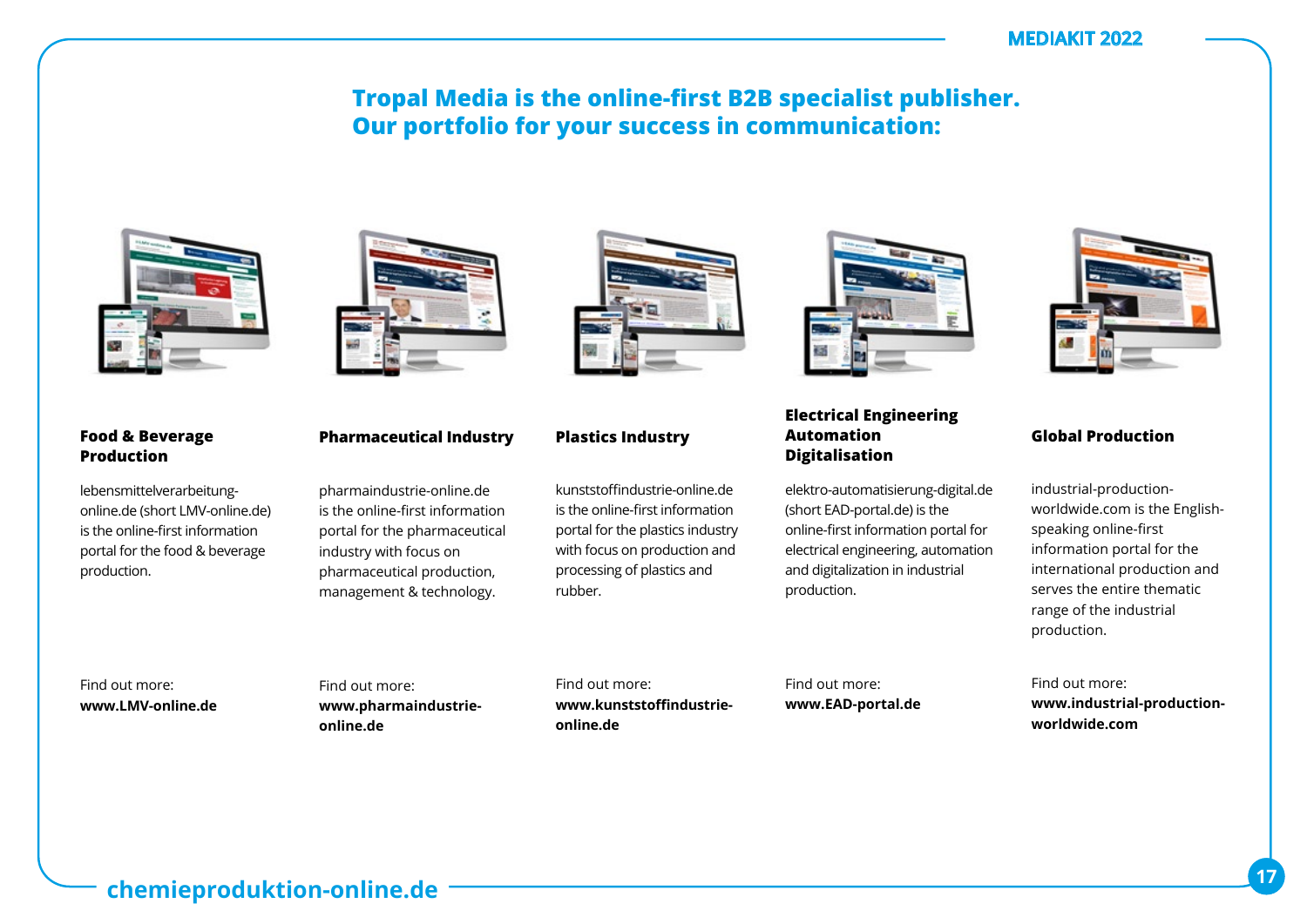# Tropal Media is the online-first B2B specialist publisher. Our portfolio for your success in communication:

### Food & Beverage Production

lebensmittelverarbeitung-online.de (short LMV-online.de) is the online-first information portal for the food & beverage production.

Find out more:
**www.LMV-online.de**

### Pharmaceutical Industry

pharmaindustrie-online.de is the online-first information portal for the pharmaceutical industry with focus on pharmaceutical production, management & technology.

Find out more:
**www.pharmaindustrie-online.de**

### Plastics Industry

kunststoffindustrie-online.de is the online-first information portal for the plastics industry with focus on production and processing of plastics and rubber.

Find out more:
**www.kunststoffindustrie-online.de**

### Electrical Engineering Automation Digitalisation

elektro-automatisierung-digital.de (short EAD-portal.de) is the online-first information portal for electrical engineering, automation and digitalization in industrial production.

Find out more:
**www.EAD-portal.de**

### Global Production

industrial-production-worldwide.com is the English-speaking online-first information portal for the international production and serves the entire thematic range of the industrial production.

Find out more:
**www.industrial-production-worldwide.com**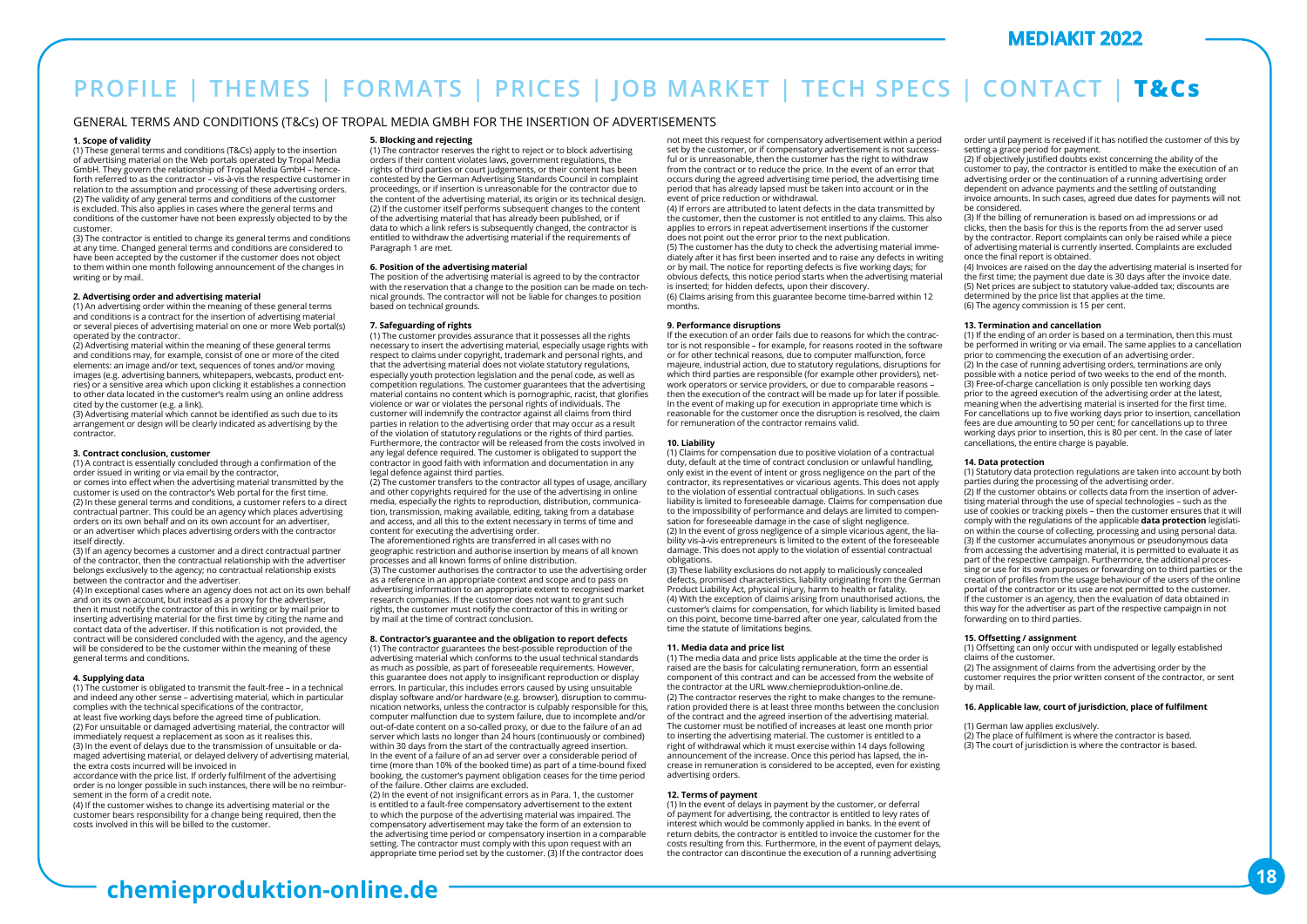# GENERAL TERMS AND CONDITIONS (T&Cs) OF TROPAL MEDIA GMBH FOR THE INSERTION OF ADVERTISEMENTS

### 1. Scope of validity

(1) These general terms and conditions (T&Cs) apply to the insertion of advertising material on the Web portals operated by Tropal Media GmbH. They govern the relationship of Tropal Media GmbH – henceforth referred to as the contractor – vis-à-vis the respective customer in relation to the assumption and processing of these advertising orders.
(2) The validity of any general terms and conditions of the customer is excluded. This also applies in cases where the general terms and conditions of the customer have not been expressly objected to by the customer.
(3) The contractor is entitled to change its general terms and conditions at any time. Changed general terms and conditions are considered to have been accepted by the customer if the customer does not object to them within one month following announcement of the changes in writing or by mail.

### 2. Advertising order and advertising material

(1) An advertising order within the meaning of these general terms and conditions is a contract for the insertion of advertising material or several pieces of advertising material on one or more Web portal(s) operated by the contractor.
(2) Advertising material within the meaning of these general terms and conditions may, for example, consist of one or more of the cited elements: an image and/or text, sequences of tones and/or moving images (e.g. advertising banners, whitepapers, webcasts, product entries) or a sensitive area which upon clicking it establishes a connection to other data located in the customer's realm using an online address cited by the customer (e.g. a link).
(3) Advertising material which cannot be identified as such due to its arrangement or design will be clearly indicated as advertising by the contractor.

### 3. Contract conclusion, customer

(1) A contract is essentially concluded through a confirmation of the order issued in writing or via email by the contractor,
or comes into effect when the advertising material transmitted by the customer is used on the contractor's Web portal for the first time.
(2) In these general terms and conditions, a customer refers to a direct contractual partner. This could be an agency which places advertising orders on its own behalf and on its own account for an advertiser, or an advertiser which places advertising orders with the contractor itself directly.
(3) If an agency becomes a customer and a direct contractual partner of the contractor, then the contractual relationship with the advertiser belongs exclusively to the agency; no contractual relationship exists between the contractor and the advertiser.
(4) In exceptional cases where an agency does not act on its own behalf and on its own account, but instead as a proxy for the advertiser, then it must notify the contractor of this in writing or by mail prior to inserting advertising material for the first time by citing the name and contact data of the advertiser. If this notification is not provided, the contract will be considered concluded with the agency, and the agency will be considered to be the customer within the meaning of these general terms and conditions.

### 4. Supplying data

(1) The customer is obligated to transmit the fault-free – in a technical and indeed any other sense – advertising material, which in particular complies with the technical specifications of the contractor,
at least five working days before the agreed time of publication.
(2) For unsuitable or damaged advertising material, the contractor will immediately request a replacement as soon as it realises this.
(3) In the event of delays due to the transmission of unsuitable or damaged advertising material, or delayed delivery of advertising material, the extra costs incurred will be invoiced in
accordance with the price list. If orderly fulfilment of the advertising order is no longer possible in such instances, there will be no reimbursement in the form of a credit note.
(4) If the customer wishes to change its advertising material or the customer bears responsibility for a change being required, then the costs involved in this will be billed to the customer.

### 5. Blocking and rejecting

(1) The contractor reserves the right to reject or to block advertising orders if their content violates laws, government regulations, the rights of third parties or court judgements, or their content has been contested by the German Advertising Standards Council in complaint proceedings, or if insertion is unreasonable for the contractor due to the content of the advertising material, its origin or its technical design.
(2) If the customer itself performs subsequent changes to the content of the advertising material that has already been published, or if data to which a link refers is subsequently changed, the contractor is entitled to withdraw the advertising material if the requirements of Paragraph 1 are met.

### 6. Position of the advertising material

The position of the advertising material is agreed to by the contractor with the reservation that a change to the position can be made on technical grounds. The contractor will not be liable for changes to position based on technical grounds.

### 7. Safeguarding of rights

(1) The customer provides assurance that it possesses all the rights necessary to insert the advertising material, especially usage rights with respect to claims under copyright, trademark and personal rights, and that the advertising material does not violate statutory regulations, especially youth protection legislation and the penal code, as well as competition regulations. The customer guarantees that the advertising material contains no content which is pornographic, racist, that glorifies violence or war or violates the personal rights of individuals. The customer will indemnify the contractor against all claims from third parties in relation to the advertising order that may occur as a result of the violation of statutory regulations or the rights of third parties. Furthermore, the contractor will be released from the costs involved in any legal defence required. The customer is obligated to support the contractor in good faith with information and documentation in any legal defence against third parties.
(2) The customer transfers to the contractor all types of usage, ancillary and other copyrights required for the use of the advertising in online media, especially the rights to reproduction, distribution, communication, transmission, making available, editing, taking from a database and access, and all this to the extent necessary in terms of time and content for executing the advertising order.
The aforementioned rights are transferred in all cases with no geographic restriction and authorise insertion by means of all known processes and all known forms of online distribution.
(3) The customer authorises the contractor to use the advertising order as a reference in an appropriate context and scope and to pass on advertising information to an appropriate extent to recognised market research companies. If the customer does not want to grant such rights, the customer must notify the contractor of this in writing or by mail at the time of contract conclusion.

### 8. Contractor's guarantee and the obligation to report defects

(1) The contractor guarantees the best-possible reproduction of the advertising material which conforms to the usual technical standards as much as possible, as part of foreseeable requirements. However, this guarantee does not apply to insignificant reproduction or display errors. In particular, this includes errors caused by using unsuitable display software and/or hardware (e.g. browser), disruption to communication networks, unless the contractor is culpably responsible for this, computer malfunction due to system failure, due to incomplete and/or out-of-date content on a so-called proxy, or due to the failure of an ad server which lasts no longer than 24 hours (continuously or combined) within 30 days from the start of the contractually agreed insertion. In the event of a failure of an ad server over a considerable period of time (more than 10% of the booked time) as part of a time-bound fixed booking, the customer's payment obligation ceases for the time period of the failure. Other claims are excluded.
(2) In the event of not insignificant errors as in Para. 1, the customer is entitled to a fault-free compensatory advertisement to the extent to which the purpose of the advertising material was impaired. The compensatory advertisement may take the form of an extension to the advertising time period or compensatory insertion in a comparable setting. The contractor must comply with this upon request with an appropriate time period set by the customer. (3) If the contractor does not meet this request for compensatory advertisement within a period set by the customer, or if compensatory advertisement is not successful or is unreasonable, then the customer has the right to withdraw from the contract or to reduce the price. In the event of an error that occurs during the agreed advertising time period, the advertising time period that has already lapsed must be taken into account or in the event of price reduction or withdrawal.
(4) If errors are attributed to latent defects in the data transmitted by the customer, then the customer is not entitled to any claims. This also applies to errors in repeat advertisement insertions if the customer does not point out the error prior to the next publication.
(5) The customer has the duty to check the advertising material immediately after it has first been inserted and to raise any defects in writing or by mail. The notice for reporting defects is five working days; for obvious defects, this notice period starts when the advertising material is inserted; for hidden defects, upon their discovery.
(6) Claims arising from this guarantee become time-barred within 12 months.

### 9. Performance disruptions

If the execution of an order fails due to reasons for which the contractor is not responsible – for example, for reasons rooted in the software or for other technical reasons, due to computer malfunction, force majeure, industrial action, due to statutory regulations, disruptions for which third parties are responsible (for example other providers), network operators or service providers, or due to comparable reasons – then the execution of the contract will be made up for later if possible. In the event of making up for execution in appropriate time which is reasonable for the customer once the disruption is resolved, the claim for remuneration of the contractor remains valid.

### 10. Liability

(1) Claims for compensation due to positive violation of a contractual duty, default at the time of contract conclusion or unlawful handling, only exist in the event of intent or gross negligence on the part of the contractor, its representatives or vicarious agents. This does not apply to the violation of essential contractual obligations. In such cases liability is limited to foreseeable damage. Claims for compensation due to the impossibility of performance and delays are limited to compensation for foreseeable damage in the case of slight negligence.
(2) In the event of gross negligence of a simple vicarious agent, the liability vis-à-vis entrepreneurs is limited to the extent of the foreseeable damage. This does not apply to the violation of essential contractual obligations.
(3) These liability exclusions do not apply to maliciously concealed defects, promised characteristics, liability originating from the German Product Liability Act, physical injury, harm to health or fatality.
(4) With the exception of claims arising from unauthorised actions, the customer's claims for compensation, for which liability is limited based on this point, become time-barred after one year, calculated from the time the statute of limitations begins.

### 11. Media data and price list

(1) The media data and price lists applicable at the time the order is raised are the basis for calculating remuneration, form an essential component of this contract and can be accessed from the website of the contractor at the URL www.chemieproduktion-online.de.
(2) The contractor reserves the right to make changes to the remuneration provided there is at least three months between the conclusion of the contract and the agreed insertion of the advertising material. The customer must be notified of increases at least one month prior to inserting the advertising material. The customer is entitled to a right of withdrawal which it must exercise within 14 days following announcement of the increase. Once this period has lapsed, the increase in remuneration is considered to be accepted, even for existing advertising orders.

### 12. Terms of payment

(1) In the event of delays in payment by the customer, or deferral of payment for advertising, the contractor is entitled to levy rates of interest which would be commonly applied in banks. In the event of return debits, the contractor is entitled to invoice the customer for the costs resulting from this. Furthermore, in the event of payment delays, the contractor can discontinue the execution of a running advertising order until payment is received if it has notified the customer of this by setting a grace period for payment.
(2) If objectively justified doubts exist concerning the ability of the customer to pay, the contractor is entitled to make the execution of an advertising order or the continuation of a running advertising order dependent on advance payments and the settling of outstanding invoice amounts. In such cases, agreed due dates for payments will not be considered.
(3) If the billing of remuneration is based on ad impressions or ad clicks, then the basis for this is the reports from the ad server used by the contractor. Report complaints can only be raised while a piece of advertising material is currently inserted. Complaints are excluded once the final report is obtained.
(4) Invoices are raised on the day the advertising material is inserted for the first time; the payment due date is 30 days after the invoice date.
(5) Net prices are subject to statutory value-added tax; discounts are determined by the price list that applies at the time.
(6) The agency commission is 15 per cent.

### 13. Termination and cancellation

(1) If the ending of an order is based on a termination, then this must be performed in writing or via email. The same applies to a cancellation prior to commencing the execution of an advertising order.
(2) In the case of running advertising orders, terminations are only possible with a notice period of two weeks to the end of the month.
(3) Free-of-charge cancellation is only possible ten working days prior to the agreed execution of the advertising order at the latest, meaning when the advertising material is inserted for the first time. For cancellations up to five working days prior to insertion, cancellation fees are due amounting to 50 per cent; for cancellations up to three working days prior to insertion, this is 80 per cent. In the case of later cancellations, the entire charge is payable.

### 14. Data protection

(1) Statutory data protection regulations are taken into account by both parties during the processing of the advertising order.
(2) If the customer obtains or collects data from the insertion of advertising material through the use of special technologies – such as the use of cookies or tracking pixels – then the customer ensures that it will comply with the regulations of the applicable **data protection** legislation within the course of collecting, processing and using personal data.
(3) If the customer accumulates anonymous or pseudonymous data from accessing the advertising material, it is permitted to evaluate it as part of the respective campaign. Furthermore, the additional processing or use for its own purposes or forwarding on to third parties or the creation of profiles from the usage behaviour of the users of the online portal of the contractor or its use are not permitted to the customer. If the customer is an agency, then the evaluation of data obtained in this way for the advertiser as part of the respective campaign in not forwarding on to third parties.

### 15. Offsetting / assignment

(1) Offsetting can only occur with undisputed or legally established claims of the customer.
(2) The assignment of claims from the advertising order by the customer requires the prior written consent of the contractor, or sent by mail.

### 16. Applicable law, court of jurisdiction, place of fulfilment

(1) German law applies exclusively.
(2) The place of fulfilment is where the contractor is based.
(3) The court of jurisdiction is where the contractor is based.